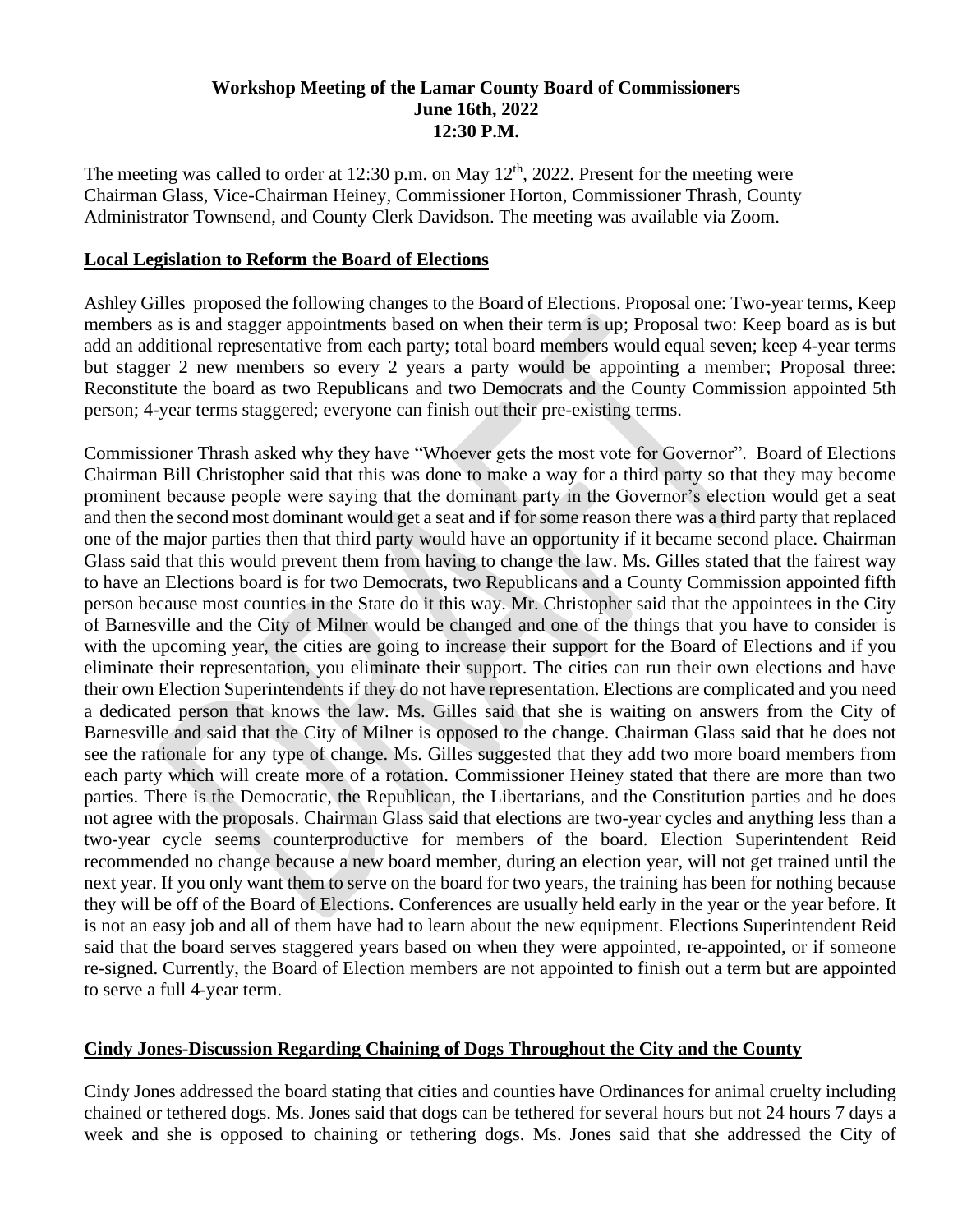**Workshop Meeting of the Lamar County Board of Commissioners**
**June 16th, 2022**
**12:30 P.M.**

The meeting was called to order at 12:30 p.m. on May 12th, 2022. Present for the meeting were Chairman Glass, Vice-Chairman Heiney, Commissioner Horton, Commissioner Thrash, County Administrator Townsend, and County Clerk Davidson. The meeting was available via Zoom.

## Local Legislation to Reform the Board of Elections

Ashley Gilles proposed the following changes to the Board of Elections. Proposal one: Two-year terms, Keep members as is and stagger appointments based on when their term is up; Proposal two: Keep board as is but add an additional representative from each party; total board members would equal seven; keep 4-year terms but stagger 2 new members so every 2 years a party would be appointing a member; Proposal three: Reconstitute the board as two Republicans and two Democrats and the County Commission appointed 5th person; 4-year terms staggered; everyone can finish out their pre-existing terms.

Commissioner Thrash asked why they have "Whoever gets the most vote for Governor". Board of Elections Chairman Bill Christopher said that this was done to make a way for a third party so that they may become prominent because people were saying that the dominant party in the Governor's election would get a seat and then the second most dominant would get a seat and if for some reason there was a third party that replaced one of the major parties then that third party would have an opportunity if it became second place. Chairman Glass said that this would prevent them from having to change the law. Ms. Gilles stated that the fairest way to have an Elections board is for two Democrats, two Republicans and a County Commission appointed fifth person because most counties in the State do it this way. Mr. Christopher said that the appointees in the City of Barnesville and the City of Milner would be changed and one of the things that you have to consider is with the upcoming year, the cities are going to increase their support for the Board of Elections and if you eliminate their representation, you eliminate their support. The cities can run their own elections and have their own Election Superintendents if they do not have representation. Elections are complicated and you need a dedicated person that knows the law. Ms. Gilles said that she is waiting on answers from the City of Barnesville and said that the City of Milner is opposed to the change. Chairman Glass said that he does not see the rationale for any type of change. Ms. Gilles suggested that they add two more board members from each party which will create more of a rotation. Commissioner Heiney stated that there are more than two parties. There is the Democratic, the Republican, the Libertarians, and the Constitution parties and he does not agree with the proposals. Chairman Glass said that elections are two-year cycles and anything less than a two-year cycle seems counterproductive for members of the board. Election Superintendent Reid recommended no change because a new board member, during an election year, will not get trained until the next year. If you only want them to serve on the board for two years, the training has been for nothing because they will be off of the Board of Elections. Conferences are usually held early in the year or the year before. It is not an easy job and all of them have had to learn about the new equipment. Elections Superintendent Reid said that the board serves staggered years based on when they were appointed, re-appointed, or if someone re-signed. Currently, the Board of Election members are not appointed to finish out a term but are appointed to serve a full 4-year term.

## Cindy Jones-Discussion Regarding Chaining of Dogs Throughout the City and the County

Cindy Jones addressed the board stating that cities and counties have Ordinances for animal cruelty including chained or tethered dogs. Ms. Jones said that dogs can be tethered for several hours but not 24 hours 7 days a week and she is opposed to chaining or tethering dogs. Ms. Jones said that she addressed the City of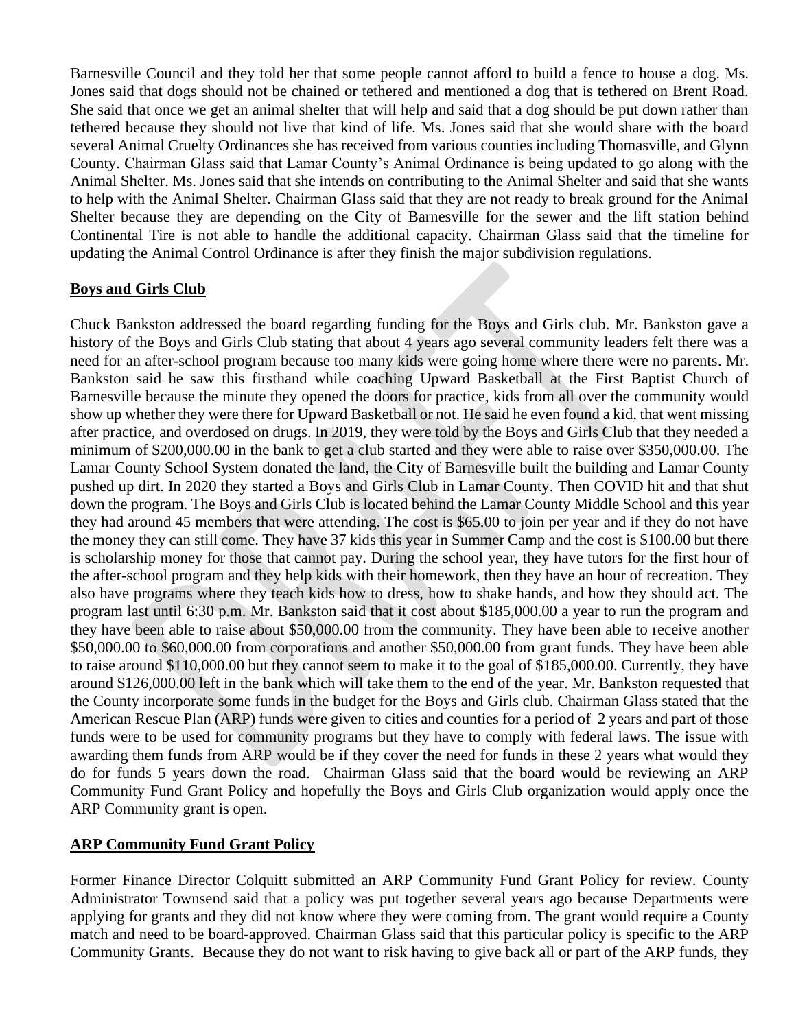Barnesville Council and they told her that some people cannot afford to build a fence to house a dog. Ms. Jones said that dogs should not be chained or tethered and mentioned a dog that is tethered on Brent Road. She said that once we get an animal shelter that will help and said that a dog should be put down rather than tethered because they should not live that kind of life. Ms. Jones said that she would share with the board several Animal Cruelty Ordinances she has received from various counties including Thomasville, and Glynn County. Chairman Glass said that Lamar County's Animal Ordinance is being updated to go along with the Animal Shelter. Ms. Jones said that she intends on contributing to the Animal Shelter and said that she wants to help with the Animal Shelter. Chairman Glass said that they are not ready to break ground for the Animal Shelter because they are depending on the City of Barnesville for the sewer and the lift station behind Continental Tire is not able to handle the additional capacity. Chairman Glass said that the timeline for updating the Animal Control Ordinance is after they finish the major subdivision regulations.

**Boys and Girls Club**

Chuck Bankston addressed the board regarding funding for the Boys and Girls club. Mr. Bankston gave a history of the Boys and Girls Club stating that about 4 years ago several community leaders felt there was a need for an after-school program because too many kids were going home where there were no parents. Mr. Bankston said he saw this firsthand while coaching Upward Basketball at the First Baptist Church of Barnesville because the minute they opened the doors for practice, kids from all over the community would show up whether they were there for Upward Basketball or not. He said he even found a kid, that went missing after practice, and overdosed on drugs. In 2019, they were told by the Boys and Girls Club that they needed a minimum of $200,000.00 in the bank to get a club started and they were able to raise over $350,000.00. The Lamar County School System donated the land, the City of Barnesville built the building and Lamar County pushed up dirt. In 2020 they started a Boys and Girls Club in Lamar County. Then COVID hit and that shut down the program. The Boys and Girls Club is located behind the Lamar County Middle School and this year they had around 45 members that were attending. The cost is $65.00 to join per year and if they do not have the money they can still come. They have 37 kids this year in Summer Camp and the cost is $100.00 but there is scholarship money for those that cannot pay. During the school year, they have tutors for the first hour of the after-school program and they help kids with their homework, then they have an hour of recreation. They also have programs where they teach kids how to dress, how to shake hands, and how they should act. The program last until 6:30 p.m. Mr. Bankston said that it cost about $185,000.00 a year to run the program and they have been able to raise about $50,000.00 from the community. They have been able to receive another $50,000.00 to $60,000.00 from corporations and another $50,000.00 from grant funds. They have been able to raise around $110,000.00 but they cannot seem to make it to the goal of $185,000.00. Currently, they have around $126,000.00 left in the bank which will take them to the end of the year. Mr. Bankston requested that the County incorporate some funds in the budget for the Boys and Girls club. Chairman Glass stated that the American Rescue Plan (ARP) funds were given to cities and counties for a period of 2 years and part of those funds were to be used for community programs but they have to comply with federal laws. The issue with awarding them funds from ARP would be if they cover the need for funds in these 2 years what would they do for funds 5 years down the road. Chairman Glass said that the board would be reviewing an ARP Community Fund Grant Policy and hopefully the Boys and Girls Club organization would apply once the ARP Community grant is open.

**ARP Community Fund Grant Policy**

Former Finance Director Colquitt submitted an ARP Community Fund Grant Policy for review. County Administrator Townsend said that a policy was put together several years ago because Departments were applying for grants and they did not know where they were coming from. The grant would require a County match and need to be board-approved. Chairman Glass said that this particular policy is specific to the ARP Community Grants. Because they do not want to risk having to give back all or part of the ARP funds, they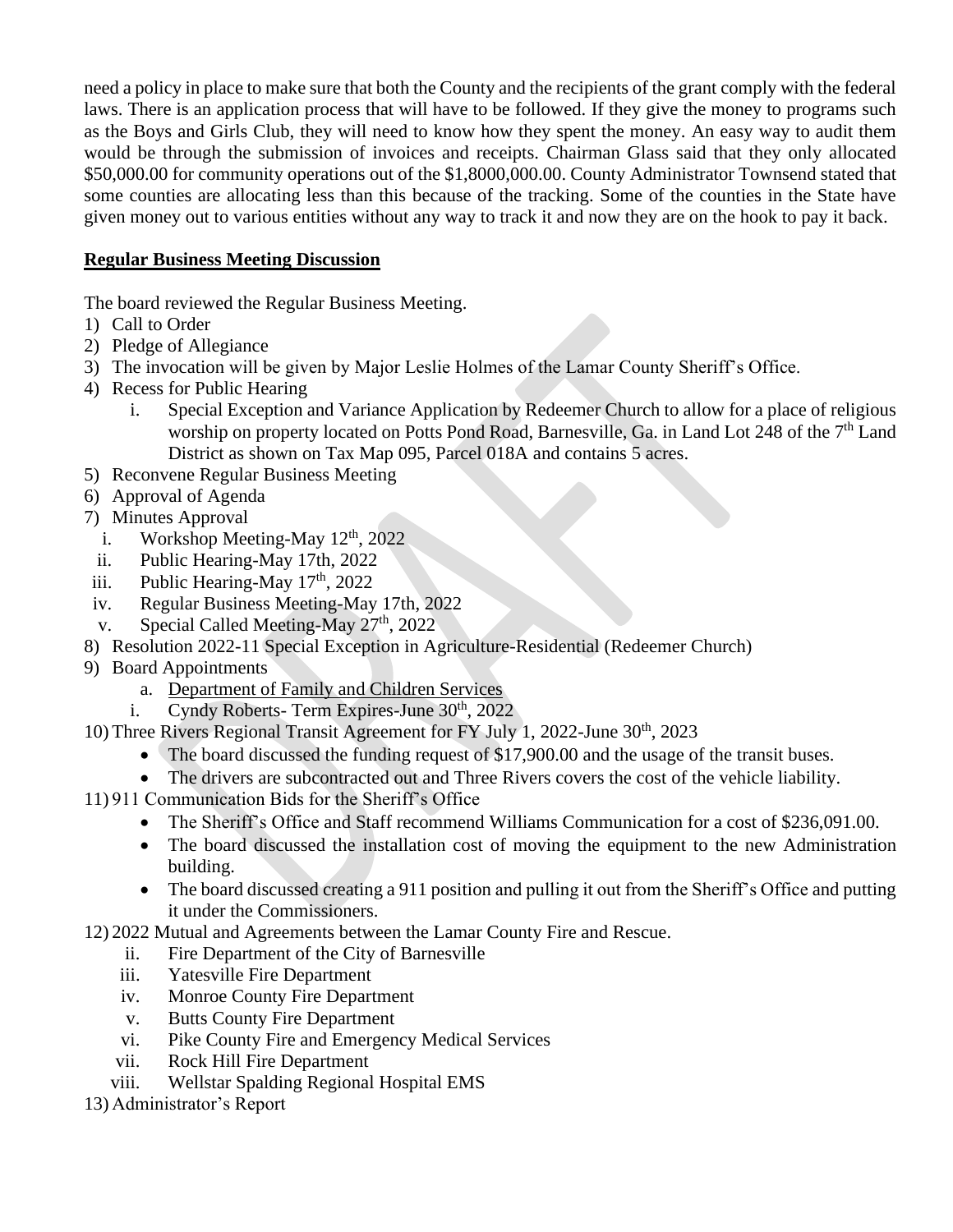need a policy in place to make sure that both the County and the recipients of the grant comply with the federal laws. There is an application process that will have to be followed. If they give the money to programs such as the Boys and Girls Club, they will need to know how they spent the money. An easy way to audit them would be through the submission of invoices and receipts. Chairman Glass said that they only allocated $50,000.00 for community operations out of the $1,8000,000.00. County Administrator Townsend stated that some counties are allocating less than this because of the tracking. Some of the counties in the State have given money out to various entities without any way to track it and now they are on the hook to pay it back.

**Regular Business Meeting Discussion**

The board reviewed the Regular Business Meeting.

1) Call to Order
2) Pledge of Allegiance
3) The invocation will be given by Major Leslie Holmes of the Lamar County Sheriff's Office.
4) Recess for Public Hearing
    i. Special Exception and Variance Application by Redeemer Church to allow for a place of religious worship on property located on Potts Pond Road, Barnesville, Ga. in Land Lot 248 of the 7th Land District as shown on Tax Map 095, Parcel 018A and contains 5 acres.
5) Reconvene Regular Business Meeting
6) Approval of Agenda
7) Minutes Approval
    i. Workshop Meeting-May 12th, 2022
    ii. Public Hearing-May 17th, 2022
    iii. Public Hearing-May 17th, 2022
    iv. Regular Business Meeting-May 17th, 2022
    v. Special Called Meeting-May 27th, 2022
8) Resolution 2022-11 Special Exception in Agriculture-Residential (Redeemer Church)
9) Board Appointments
    a. Department of Family and Children Services
    i. Cyndy Roberts- Term Expires-June 30th, 2022
10) Three Rivers Regional Transit Agreement for FY July 1, 2022-June 30th, 2023
    - The board discussed the funding request of $17,900.00 and the usage of the transit buses.
    - The drivers are subcontracted out and Three Rivers covers the cost of the vehicle liability.
11) 911 Communication Bids for the Sheriff's Office
    - The Sheriff's Office and Staff recommend Williams Communication for a cost of $236,091.00.
    - The board discussed the installation cost of moving the equipment to the new Administration building.
    - The board discussed creating a 911 position and pulling it out from the Sheriff's Office and putting it under the Commissioners.
12) 2022 Mutual and Agreements between the Lamar County Fire and Rescue.
    ii. Fire Department of the City of Barnesville
    iii. Yatesville Fire Department
    iv. Monroe County Fire Department
    v. Butts County Fire Department
    vi. Pike County Fire and Emergency Medical Services
    vii. Rock Hill Fire Department
    viii. Wellstar Spalding Regional Hospital EMS
13) Administrator's Report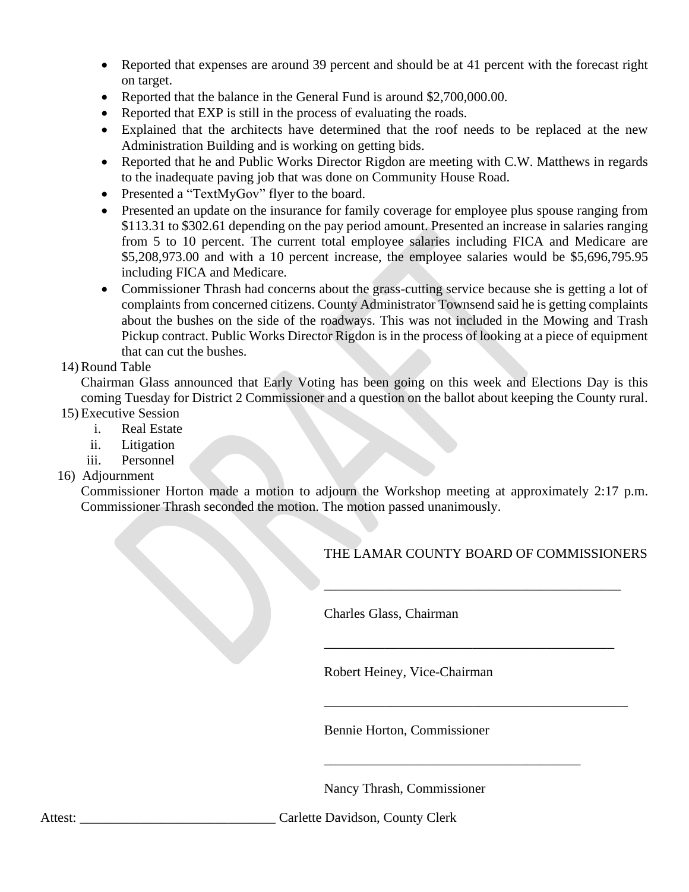- Reported that expenses are around 39 percent and should be at 41 percent with the forecast right on target.
- Reported that the balance in the General Fund is around $2,700,000.00.
- Reported that EXP is still in the process of evaluating the roads.
- Explained that the architects have determined that the roof needs to be replaced at the new Administration Building and is working on getting bids.
- Reported that he and Public Works Director Rigdon are meeting with C.W. Matthews in regards to the inadequate paving job that was done on Community House Road.
- Presented a "TextMyGov" flyer to the board.
- Presented an update on the insurance for family coverage for employee plus spouse ranging from $113.31 to $302.61 depending on the pay period amount. Presented an increase in salaries ranging from 5 to 10 percent. The current total employee salaries including FICA and Medicare are $5,208,973.00 and with a 10 percent increase, the employee salaries would be $5,696,795.95 including FICA and Medicare.
- Commissioner Thrash had concerns about the grass-cutting service because she is getting a lot of complaints from concerned citizens. County Administrator Townsend said he is getting complaints about the bushes on the side of the roadways. This was not included in the Mowing and Trash Pickup contract. Public Works Director Rigdon is in the process of looking at a piece of equipment that can cut the bushes.

14) Round Table

Chairman Glass announced that Early Voting has been going on this week and Elections Day is this coming Tuesday for District 2 Commissioner and a question on the ballot about keeping the County rural.

15) Executive Session

   i. Real Estate
   ii. Litigation
   iii. Personnel

16) Adjournment

Commissioner Horton made a motion to adjourn the Workshop meeting at approximately 2:17 p.m. Commissioner Thrash seconded the motion. The motion passed unanimously.

THE LAMAR COUNTY BOARD OF COMMISSIONERS

______________________________________________

Charles Glass, Chairman

______________________________________________

Robert Heiney, Vice-Chairman

______________________________________________

Bennie Horton, Commissioner

______________________________________________

Nancy Thrash, Commissioner

Attest: _____________________________ Carlette Davidson, County Clerk